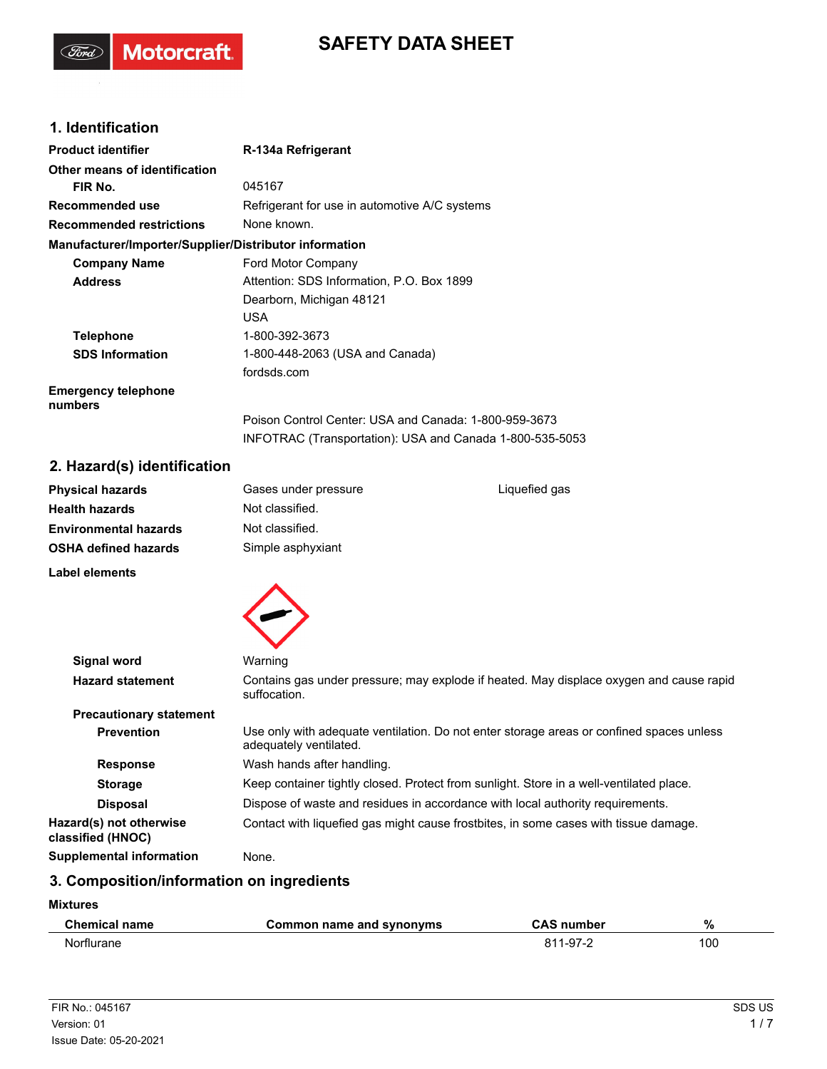# SAFETY DATA SHEET

## 1. Identification

| | |
|---|---|
| **Product identifier** | **R-134a Refrigerant** |
| **Other means of identification** | |
| **FIR No.** | 045167 |
| **Recommended use** | Refrigerant for use in automotive A/C systems |
| **Recommended restrictions** | None known. |

**Manufacturer/Importer/Supplier/Distributor information**

| | |
|---|---|
| **Company Name** | Ford Motor Company |
| **Address** | Attention: SDS Information, P.O. Box 1899<br>Dearborn, Michigan 48121<br>USA |
| **Telephone** | 1-800-392-3673 |
| **SDS Information** | 1-800-448-2063 (USA and Canada)<br>fordsds.com |
| **Emergency telephone numbers** | Poison Control Center: USA and Canada: 1-800-959-3673<br>INFOTRAC (Transportation): USA and Canada 1-800-535-5053 |

## 2. Hazard(s) identification

| | | |
|---|---|---|
| **Physical hazards** | Gases under pressure | Liquefied gas |
| **Health hazards** | Not classified. | |
| **Environmental hazards** | Not classified. | |
| **OSHA defined hazards** | Simple asphyxiant | |

**Label elements**

| | |
|---|---|
| **Signal word** | Warning |
| **Hazard statement** | Contains gas under pressure; may explode if heated. May displace oxygen and cause rapid suffocation. |
| **Precautionary statement** | |
| **Prevention** | Use only with adequate ventilation. Do not enter storage areas or confined spaces unless adequately ventilated. |
| **Response** | Wash hands after handling. |
| **Storage** | Keep container tightly closed. Protect from sunlight. Store in a well-ventilated place. |
| **Disposal** | Dispose of waste and residues in accordance with local authority requirements. |
| **Hazard(s) not otherwise classified (HNOC)** | Contact with liquefied gas might cause frostbites, in some cases with tissue damage. |
| **Supplemental information** | None. |

## 3. Composition/information on ingredients

**Mixtures**

| Chemical name | Common name and synonyms | CAS number | % |
|---|---|---|---|
| Norflurane | | 811-97-2 | 100 |

FIR No.: 045167
Version: 01
Issue Date: 05-20-2021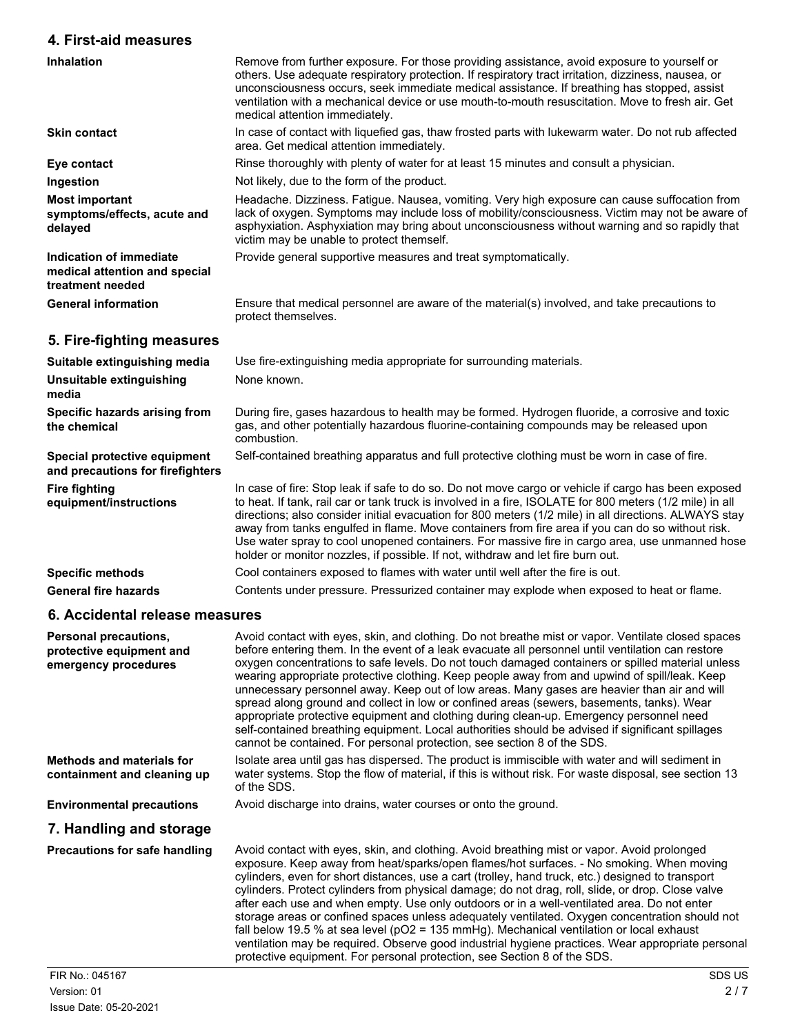## 4. First-aid measures

**Inhalation**

Remove from further exposure. For those providing assistance, avoid exposure to yourself or others. Use adequate respiratory protection. If respiratory tract irritation, dizziness, nausea, or unconsciousness occurs, seek immediate medical assistance. If breathing has stopped, assist ventilation with a mechanical device or use mouth-to-mouth resuscitation. Move to fresh air. Get medical attention immediately.

**Skin contact**

In case of contact with liquefied gas, thaw frosted parts with lukewarm water. Do not rub affected area. Get medical attention immediately.

**Eye contact**

Rinse thoroughly with plenty of water for at least 15 minutes and consult a physician.

**Ingestion**

Not likely, due to the form of the product.

**Most important symptoms/effects, acute and delayed**

Headache. Dizziness. Fatigue. Nausea, vomiting. Very high exposure can cause suffocation from lack of oxygen. Symptoms may include loss of mobility/consciousness. Victim may not be aware of asphyxiation. Asphyxiation may bring about unconsciousness without warning and so rapidly that victim may be unable to protect themself.

**Indication of immediate medical attention and special treatment needed**

Provide general supportive measures and treat symptomatically.

**General information**

Ensure that medical personnel are aware of the material(s) involved, and take precautions to protect themselves.

## 5. Fire-fighting measures

**Suitable extinguishing media**

Use fire-extinguishing media appropriate for surrounding materials.

**Unsuitable extinguishing media**

None known.

**Specific hazards arising from the chemical**

During fire, gases hazardous to health may be formed. Hydrogen fluoride, a corrosive and toxic gas, and other potentially hazardous fluorine-containing compounds may be released upon combustion.

**Special protective equipment and precautions for firefighters**

Self-contained breathing apparatus and full protective clothing must be worn in case of fire.

**Fire fighting equipment/instructions**

In case of fire: Stop leak if safe to do so. Do not move cargo or vehicle if cargo has been exposed to heat. If tank, rail car or tank truck is involved in a fire, ISOLATE for 800 meters (1/2 mile) in all directions; also consider initial evacuation for 800 meters (1/2 mile) in all directions. ALWAYS stay away from tanks engulfed in flame. Move containers from fire area if you can do so without risk. Use water spray to cool unopened containers. For massive fire in cargo area, use unmanned hose holder or monitor nozzles, if possible. If not, withdraw and let fire burn out.

**Specific methods**

Cool containers exposed to flames with water until well after the fire is out.

**General fire hazards**

Contents under pressure. Pressurized container may explode when exposed to heat or flame.

## 6. Accidental release measures

**Personal precautions, protective equipment and emergency procedures**

Avoid contact with eyes, skin, and clothing. Do not breathe mist or vapor. Ventilate closed spaces before entering them. In the event of a leak evacuate all personnel until ventilation can restore oxygen concentrations to safe levels. Do not touch damaged containers or spilled material unless wearing appropriate protective clothing. Keep people away from and upwind of spill/leak. Keep unnecessary personnel away. Keep out of low areas. Many gases are heavier than air and will spread along ground and collect in low or confined areas (sewers, basements, tanks). Wear appropriate protective equipment and clothing during clean-up. Emergency personnel need self-contained breathing equipment. Local authorities should be advised if significant spillages cannot be contained. For personal protection, see section 8 of the SDS.

**Methods and materials for containment and cleaning up**

Isolate area until gas has dispersed. The product is immiscible with water and will sediment in water systems. Stop the flow of material, if this is without risk. For waste disposal, see section 13 of the SDS.

**Environmental precautions**

Avoid discharge into drains, water courses or onto the ground.

## 7. Handling and storage

**Precautions for safe handling**

Avoid contact with eyes, skin, and clothing. Avoid breathing mist or vapor. Avoid prolonged exposure. Keep away from heat/sparks/open flames/hot surfaces. - No smoking. When moving cylinders, even for short distances, use a cart (trolley, hand truck, etc.) designed to transport cylinders. Protect cylinders from physical damage; do not drag, roll, slide, or drop. Close valve after each use and when empty. Use only outdoors or in a well-ventilated area. Do not enter storage areas or confined spaces unless adequately ventilated. Oxygen concentration should not fall below 19.5 % at sea level ($pO_2$ = 135 mmHg). Mechanical ventilation or local exhaust ventilation may be required. Observe good industrial hygiene practices. Wear appropriate personal protective equipment. For personal protection, see Section 8 of the SDS.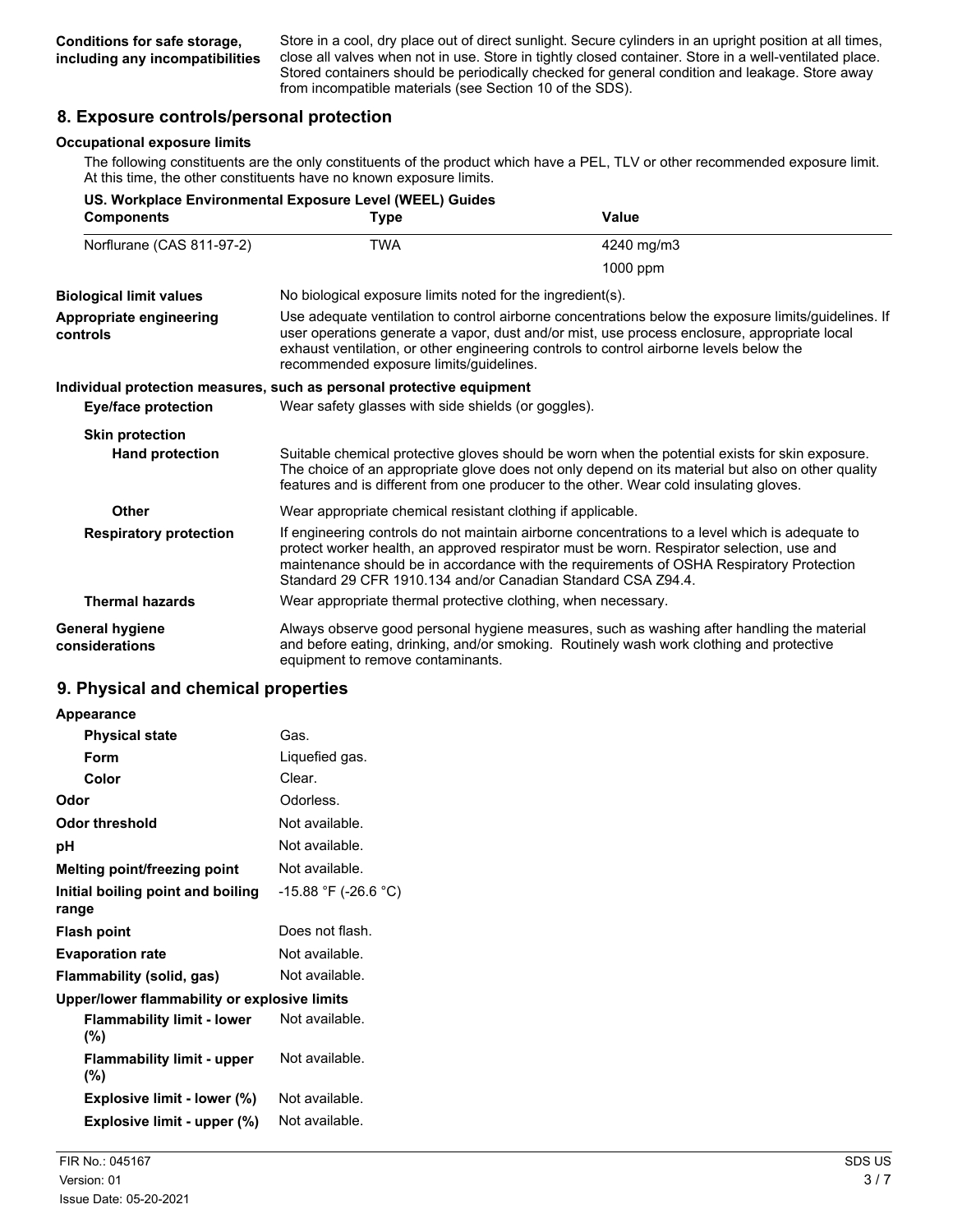| | |
|---|---|
| **Conditions for safe storage, including any incompatibilities** | Store in a cool, dry place out of direct sunlight. Secure cylinders in an upright position at all times, close all valves when not in use. Store in tightly closed container. Store in a well-ventilated place. Stored containers should be periodically checked for general condition and leakage. Store away from incompatible materials (see Section 10 of the SDS). |

## 8. Exposure controls/personal protection

**Occupational exposure limits**

The following constituents are the only constituents of the product which have a PEL, TLV or other recommended exposure limit. At this time, the other constituents have no known exposure limits.

**US. Workplace Environmental Exposure Level (WEEL) Guides**

| Components | Type | Value |
|---|---|---|
| Norflurane (CAS 811-97-2) | TWA | 4240 mg/m3 |
| | | 1000 ppm |

| | |
|---|---|
| **Biological limit values** | No biological exposure limits noted for the ingredient(s). |
| **Appropriate engineering controls** | Use adequate ventilation to control airborne concentrations below the exposure limits/guidelines. If user operations generate a vapor, dust and/or mist, use process enclosure, appropriate local exhaust ventilation, or other engineering controls to control airborne levels below the recommended exposure limits/guidelines. |

**Individual protection measures, such as personal protective equipment**

| | |
|---|---|
| **Eye/face protection** | Wear safety glasses with side shields (or goggles). |
| **Skin protection** | |
| **Hand protection** | Suitable chemical protective gloves should be worn when the potential exists for skin exposure. The choice of an appropriate glove does not only depend on its material but also on other quality features and is different from one producer to the other. Wear cold insulating gloves. |
| **Other** | Wear appropriate chemical resistant clothing if applicable. |
| **Respiratory protection** | If engineering controls do not maintain airborne concentrations to a level which is adequate to protect worker health, an approved respirator must be worn. Respirator selection, use and maintenance should be in accordance with the requirements of OSHA Respiratory Protection Standard 29 CFR 1910.134 and/or Canadian Standard CSA Z94.4. |
| **Thermal hazards** | Wear appropriate thermal protective clothing, when necessary. |
| **General hygiene considerations** | Always observe good personal hygiene measures, such as washing after handling the material and before eating, drinking, and/or smoking. Routinely wash work clothing and protective equipment to remove contaminants. |

## 9. Physical and chemical properties

| | |
|---|---|
| **Appearance** | |
| **Physical state** | Gas. |
| **Form** | Liquefied gas. |
| **Color** | Clear. |
| **Odor** | Odorless. |
| **Odor threshold** | Not available. |
| **pH** | Not available. |
| **Melting point/freezing point** | Not available. |
| **Initial boiling point and boiling range** | -15.88 °F (-26.6 °C) |
| **Flash point** | Does not flash. |
| **Evaporation rate** | Not available. |
| **Flammability (solid, gas)** | Not available. |
| **Upper/lower flammability or explosive limits** | |
| **Flammability limit - lower (%)** | Not available. |
| **Flammability limit - upper (%)** | Not available. |
| **Explosive limit - lower (%)** | Not available. |
| **Explosive limit - upper (%)** | Not available. |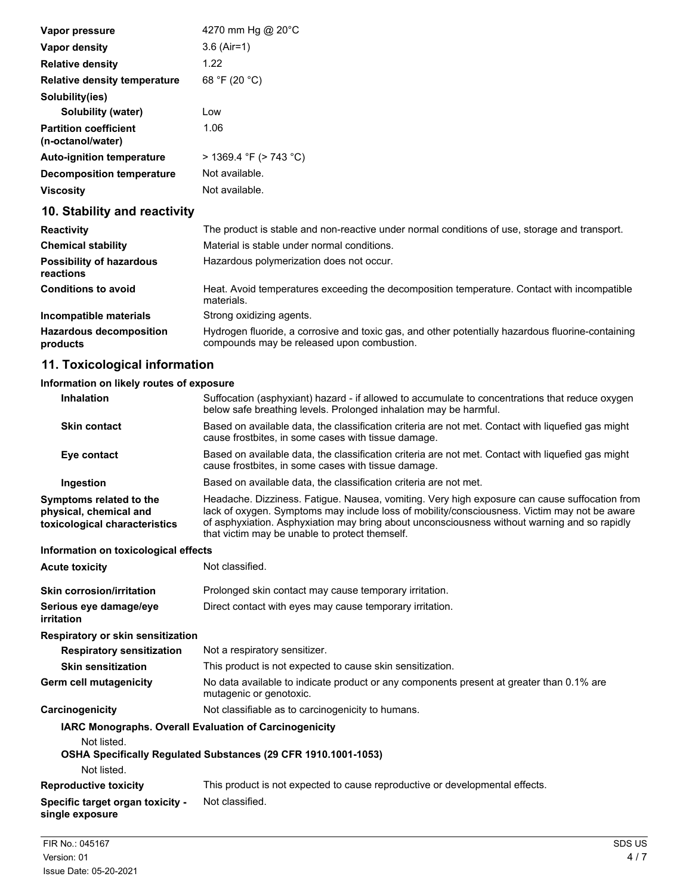| | |
|---|---|
| **Vapor pressure** | 4270 mm Hg @ 20°C |
| **Vapor density** | 3.6 (Air=1) |
| **Relative density** | 1.22 |
| **Relative density temperature** | 68 °F (20 °C) |
| **Solubility(ies)** | |
| **Solubility (water)** | Low |
| **Partition coefficient (n-octanol/water)** | 1.06 |
| **Auto-ignition temperature** | > 1369.4 °F (> 743 °C) |
| **Decomposition temperature** | Not available. |
| **Viscosity** | Not available. |

## 10. Stability and reactivity

| | |
|---|---|
| **Reactivity** | The product is stable and non-reactive under normal conditions of use, storage and transport. |
| **Chemical stability** | Material is stable under normal conditions. |
| **Possibility of hazardous reactions** | Hazardous polymerization does not occur. |
| **Conditions to avoid** | Heat. Avoid temperatures exceeding the decomposition temperature. Contact with incompatible materials. |
| **Incompatible materials** | Strong oxidizing agents. |
| **Hazardous decomposition products** | Hydrogen fluoride, a corrosive and toxic gas, and other potentially hazardous fluorine-containing compounds may be released upon combustion. |

## 11. Toxicological information

**Information on likely routes of exposure**

| | |
|---|---|
| **Inhalation** | Suffocation (asphyxiant) hazard - if allowed to accumulate to concentrations that reduce oxygen below safe breathing levels. Prolonged inhalation may be harmful. |
| **Skin contact** | Based on available data, the classification criteria are not met. Contact with liquefied gas might cause frostbites, in some cases with tissue damage. |
| **Eye contact** | Based on available data, the classification criteria are not met. Contact with liquefied gas might cause frostbites, in some cases with tissue damage. |
| **Ingestion** | Based on available data, the classification criteria are not met. |
| **Symptoms related to the physical, chemical and toxicological characteristics** | Headache. Dizziness. Fatigue. Nausea, vomiting. Very high exposure can cause suffocation from lack of oxygen. Symptoms may include loss of mobility/consciousness. Victim may not be aware of asphyxiation. Asphyxiation may bring about unconsciousness without warning and so rapidly that victim may be unable to protect themself. |

**Information on toxicological effects**

| | |
|---|---|
| **Acute toxicity** | Not classified. |
| **Skin corrosion/irritation** | Prolonged skin contact may cause temporary irritation. |
| **Serious eye damage/eye irritation** | Direct contact with eyes may cause temporary irritation. |
| **Respiratory or skin sensitization** | |
| **Respiratory sensitization** | Not a respiratory sensitizer. |
| **Skin sensitization** | This product is not expected to cause skin sensitization. |
| **Germ cell mutagenicity** | No data available to indicate product or any components present at greater than 0.1% are mutagenic or genotoxic. |
| **Carcinogenicity** | Not classifiable as to carcinogenicity to humans. |

**IARC Monographs. Overall Evaluation of Carcinogenicity**

Not listed.

**OSHA Specifically Regulated Substances (29 CFR 1910.1001-1053)**

Not listed.

| | |
|---|---|
| **Reproductive toxicity** | This product is not expected to cause reproductive or developmental effects. |
| **Specific target organ toxicity - single exposure** | Not classified. |

FIR No.: 045167
Version: 01
Issue Date: 05-20-2021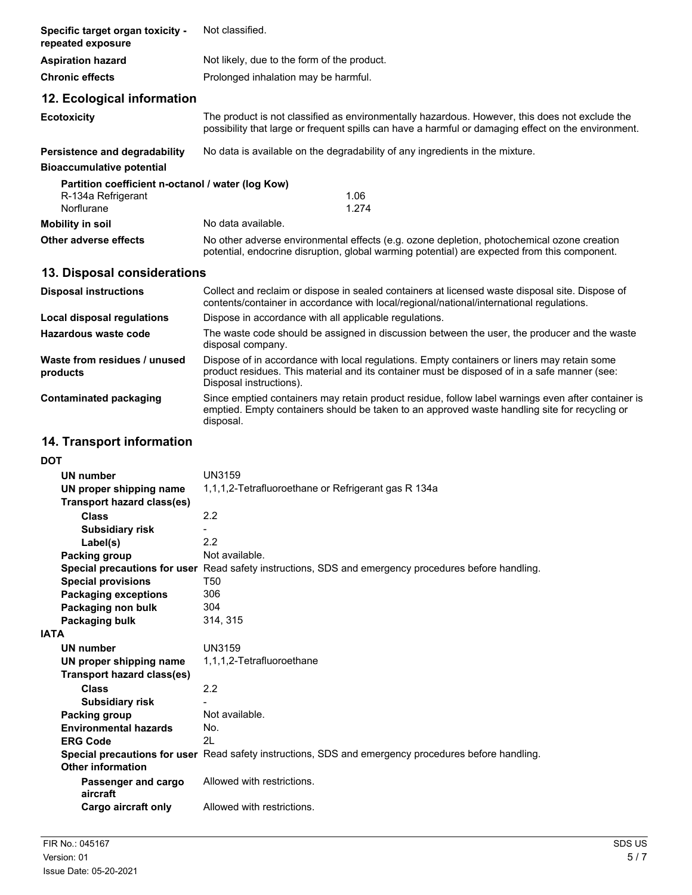| | |
|---|---|
| **Specific target organ toxicity - repeated exposure** | Not classified. |
| **Aspiration hazard** | Not likely, due to the form of the product. |
| **Chronic effects** | Prolonged inhalation may be harmful. |

## 12. Ecological information

| | |
|---|---|
| **Ecotoxicity** | The product is not classified as environmentally hazardous. However, this does not exclude the possibility that large or frequent spills can have a harmful or damaging effect on the environment. |
| **Persistence and degradability** | No data is available on the degradability of any ingredients in the mixture. |
| **Bioaccumulative potential** | |

**Partition coefficient n-octanol / water (log Kow)**

| | |
|---|---|
| R-134a Refrigerant | 1.06 |
| Norflurane | 1.274 |

| | |
|---|---|
| **Mobility in soil** | No data available. |
| **Other adverse effects** | No other adverse environmental effects (e.g. ozone depletion, photochemical ozone creation potential, endocrine disruption, global warming potential) are expected from this component. |

## 13. Disposal considerations

| | |
|---|---|
| **Disposal instructions** | Collect and reclaim or dispose in sealed containers at licensed waste disposal site. Dispose of contents/container in accordance with local/regional/national/international regulations. |
| **Local disposal regulations** | Dispose in accordance with all applicable regulations. |
| **Hazardous waste code** | The waste code should be assigned in discussion between the user, the producer and the waste disposal company. |
| **Waste from residues / unused products** | Dispose of in accordance with local regulations. Empty containers or liners may retain some product residues. This material and its container must be disposed of in a safe manner (see: Disposal instructions). |
| **Contaminated packaging** | Since emptied containers may retain product residue, follow label warnings even after container is emptied. Empty containers should be taken to an approved waste handling site for recycling or disposal. |

## 14. Transport information

**DOT**

| | |
|---|---|
| **UN number** | UN3159 |
| **UN proper shipping name** | 1,1,1,2-Tetrafluoroethane or Refrigerant gas R 134a |
| **Transport hazard class(es)** | |
| **Class** | 2.2 |
| **Subsidiary risk** | - |
| **Label(s)** | 2.2 |
| **Packing group** | Not available. |
| **Special precautions for user** | Read safety instructions, SDS and emergency procedures before handling. |
| **Special provisions** | T50 |
| **Packaging exceptions** | 306 |
| **Packaging non bulk** | 304 |
| **Packaging bulk** | 314, 315 |

**IATA**

| | |
|---|---|
| **UN number** | UN3159 |
| **UN proper shipping name** | 1,1,1,2-Tetrafluoroethane |
| **Transport hazard class(es)** | |
| **Class** | 2.2 |
| **Subsidiary risk** | - |
| **Packing group** | Not available. |
| **Environmental hazards** | No. |
| **ERG Code** | 2L |
| **Special precautions for user** | Read safety instructions, SDS and emergency procedures before handling. |
| **Other information** | |
| **Passenger and cargo aircraft** | Allowed with restrictions. |
| **Cargo aircraft only** | Allowed with restrictions. |

FIR No.: 045167
Version: 01
Issue Date: 05-20-2021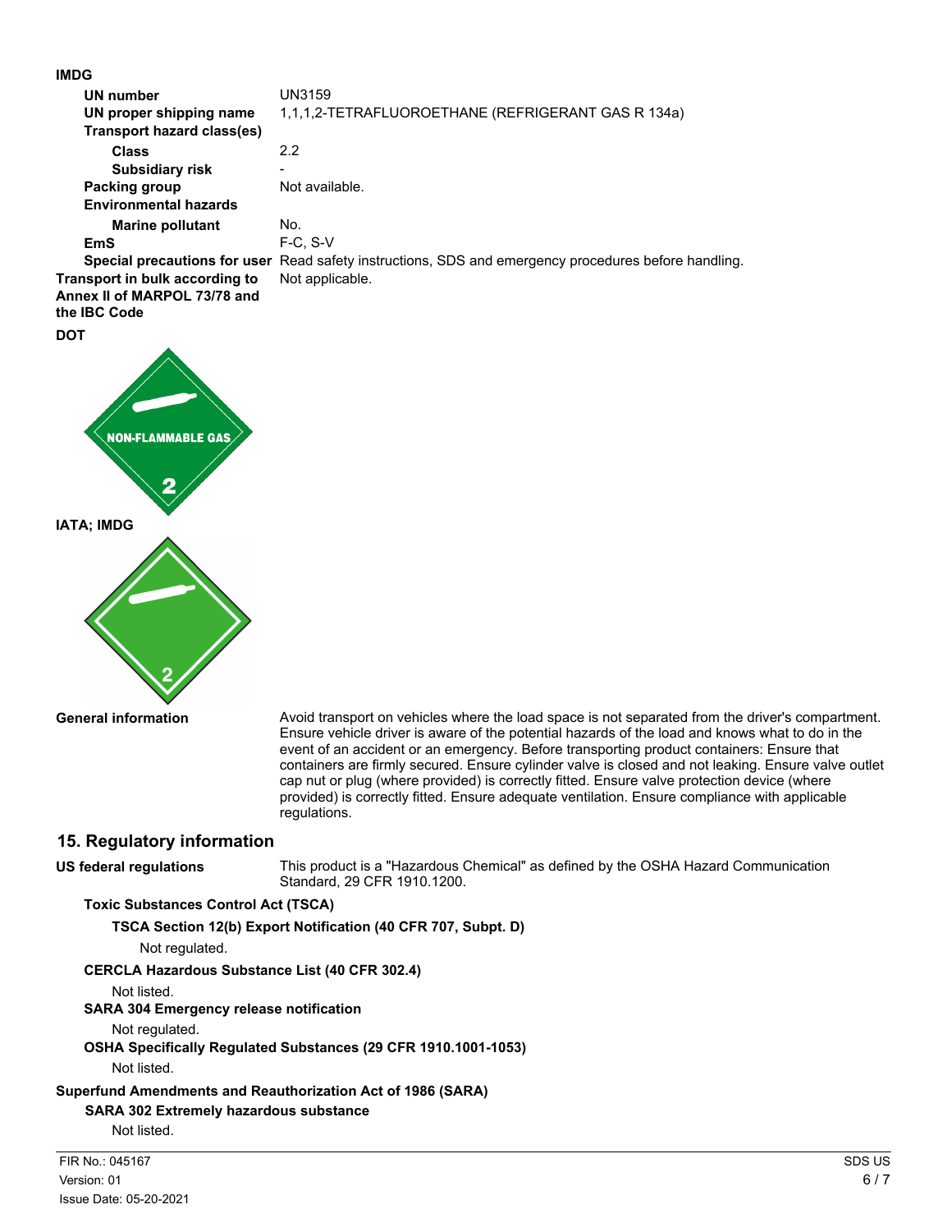**IMDG**

| | |
|---|---|
| **UN number** | UN3159 |
| **UN proper shipping name** | 1,1,1,2-TETRAFLUOROETHANE (REFRIGERANT GAS R 134a) |
| **Transport hazard class(es)** | |
| **Class** | 2.2 |
| **Subsidiary risk** | - |
| **Packing group** | Not available. |
| **Environmental hazards** | |
| **Marine pollutant** | No. |
| **EmS** | F-C, S-V |
| **Special precautions for user** | Read safety instructions, SDS and emergency procedures before handling. |
| **Transport in bulk according to Annex II of MARPOL 73/78 and the IBC Code** | Not applicable. |

**DOT**

NON-FLAMMABLE GAS

2

**IATA; IMDG**

2

**General information**

Avoid transport on vehicles where the load space is not separated from the driver's compartment. Ensure vehicle driver is aware of the potential hazards of the load and knows what to do in the event of an accident or an emergency. Before transporting product containers: Ensure that containers are firmly secured. Ensure cylinder valve is closed and not leaking. Ensure valve outlet cap nut or plug (where provided) is correctly fitted. Ensure valve protection device (where provided) is correctly fitted. Ensure adequate ventilation. Ensure compliance with applicable regulations.

## 15. Regulatory information

**US federal regulations**

This product is a "Hazardous Chemical" as defined by the OSHA Hazard Communication Standard, 29 CFR 1910.1200.

**Toxic Substances Control Act (TSCA)**

**TSCA Section 12(b) Export Notification (40 CFR 707, Subpt. D)**

Not regulated.

**CERCLA Hazardous Substance List (40 CFR 302.4)**

Not listed.

**SARA 304 Emergency release notification**

Not regulated.

**OSHA Specifically Regulated Substances (29 CFR 1910.1001-1053)**

Not listed.

**Superfund Amendments and Reauthorization Act of 1986 (SARA)**

**SARA 302 Extremely hazardous substance**

Not listed.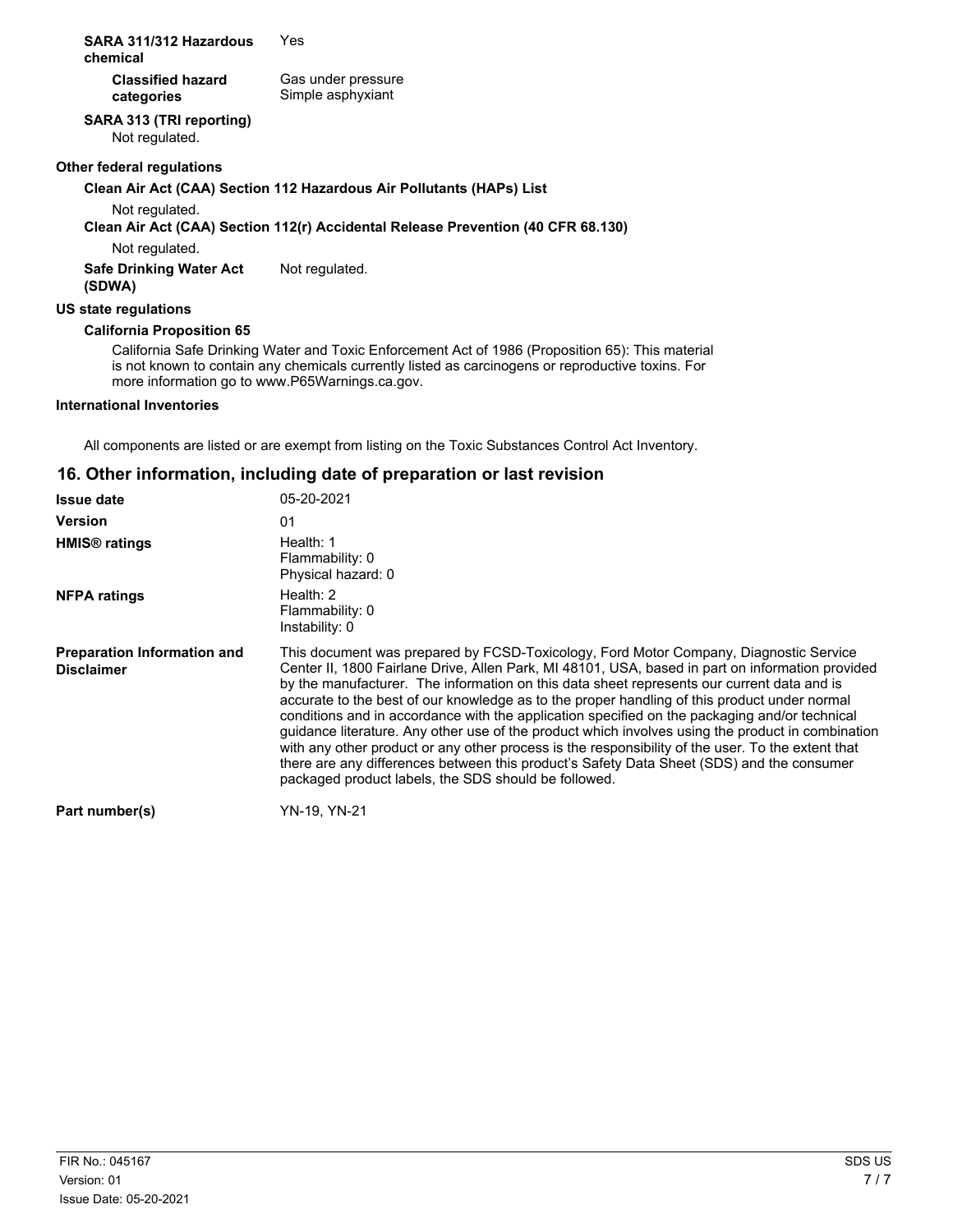**SARA 311/312 Hazardous chemical** Yes

**Classified hazard categories** Gas under pressure
Simple asphyxiant

**SARA 313 (TRI reporting)**
Not regulated.

**Other federal regulations**

**Clean Air Act (CAA) Section 112 Hazardous Air Pollutants (HAPs) List**

Not regulated.

**Clean Air Act (CAA) Section 112(r) Accidental Release Prevention (40 CFR 68.130)**

Not regulated.

**Safe Drinking Water Act (SDWA)** Not regulated.

**US state regulations**

**California Proposition 65**

California Safe Drinking Water and Toxic Enforcement Act of 1986 (Proposition 65): This material is not known to contain any chemicals currently listed as carcinogens or reproductive toxins. For more information go to www.P65Warnings.ca.gov.

**International Inventories**

All components are listed or are exempt from listing on the Toxic Substances Control Act Inventory.

## 16. Other information, including date of preparation or last revision

| | |
|---|---|
| **Issue date** | 05-20-2021 |
| **Version** | 01 |
| **HMIS® ratings** | Health: 1<br>Flammability: 0<br>Physical hazard: 0 |
| **NFPA ratings** | Health: 2<br>Flammability: 0<br>Instability: 0 |
| **Preparation Information and Disclaimer** | This document was prepared by FCSD-Toxicology, Ford Motor Company, Diagnostic Service Center II, 1800 Fairlane Drive, Allen Park, MI 48101, USA, based in part on information provided by the manufacturer. The information on this data sheet represents our current data and is accurate to the best of our knowledge as to the proper handling of this product under normal conditions and in accordance with the application specified on the packaging and/or technical guidance literature. Any other use of the product which involves using the product in combination with any other product or any other process is the responsibility of the user. To the extent that there are any differences between this product's Safety Data Sheet (SDS) and the consumer packaged product labels, the SDS should be followed. |
| **Part number(s)** | YN-19, YN-21 |